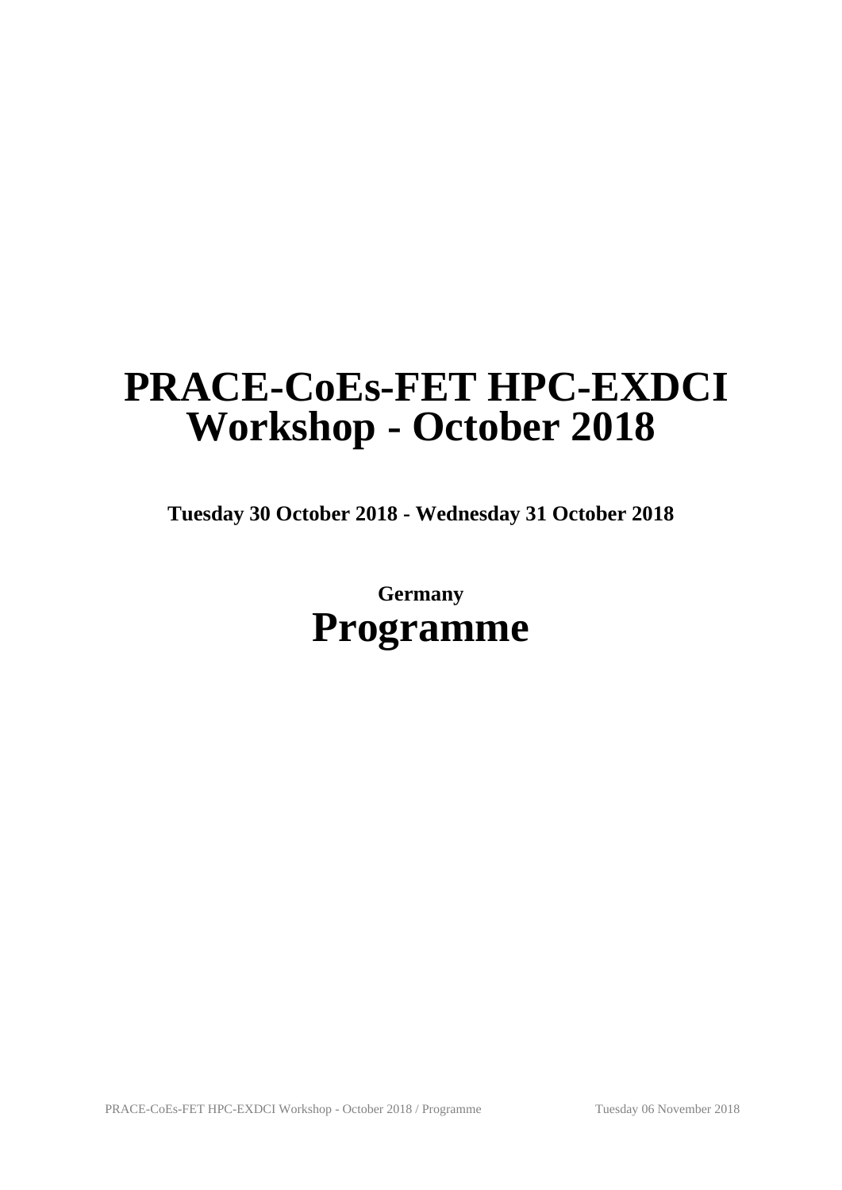# PRACE-CoEs-FET HPC-EXDCI Workshop - October 2018

**Tuesday 30 October 2018 - Wednesday 31 October 2018**

**Germany**

# Programme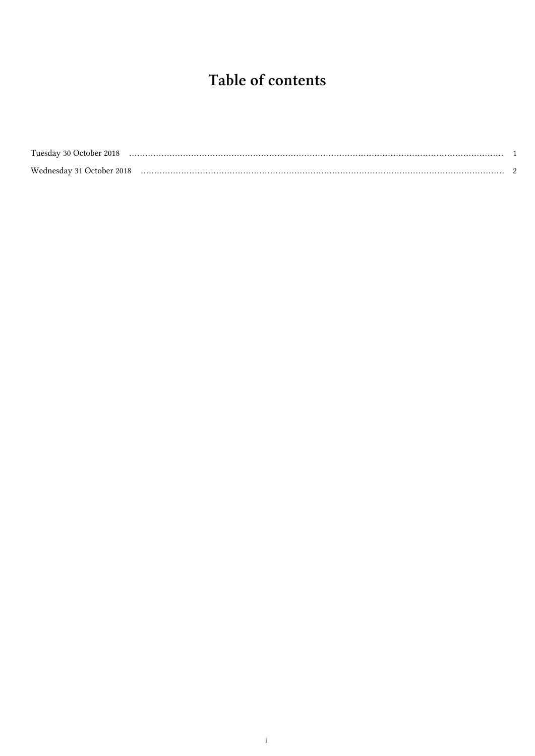# Table of contents

Tuesday 30 October 2018 ........................................................................................................................................ 1

Wednesday 31 October 2018 .................................................................................................................................. 2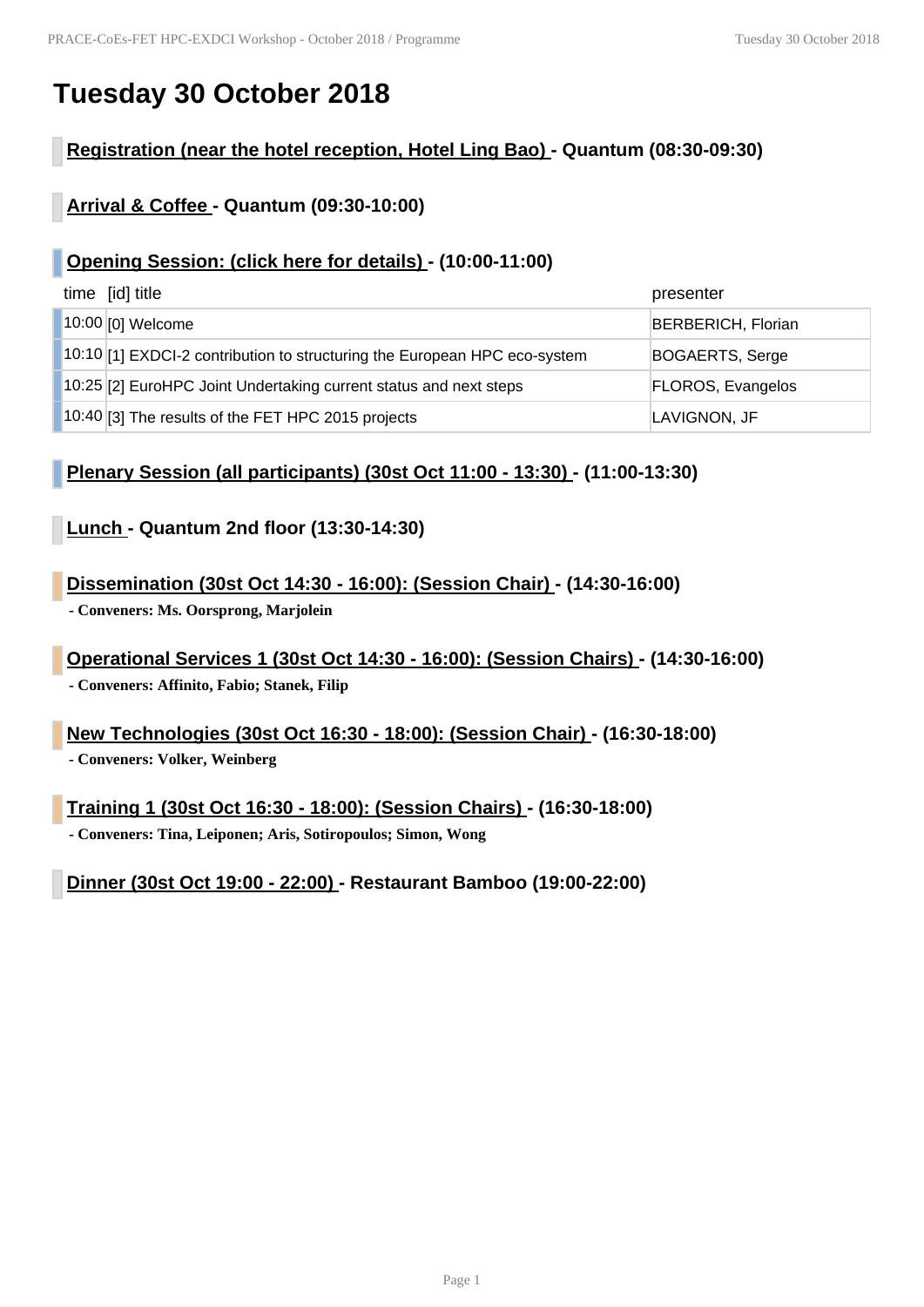# Tuesday 30 October 2018

## Registration (near the hotel reception, Hotel Ling Bao) - Quantum (08:30-09:30)

## Arrival & Coffee - Quantum (09:30-10:00)

## Opening Session: (click here for details) - (10:00-11:00)

| time | [id] title | presenter |
|---|---|---|
| 10:00 | [0] Welcome | BERBERICH, Florian |
| 10:10 | [1] EXDCI-2 contribution to structuring the European HPC eco-system | BOGAERTS, Serge |
| 10:25 | [2] EuroHPC Joint Undertaking current status and next steps | FLOROS, Evangelos |
| 10:40 | [3] The results of the FET HPC 2015 projects | LAVIGNON, JF |

## Plenary Session (all participants) (30st Oct 11:00 - 13:30) - (11:00-13:30)

## Lunch - Quantum 2nd floor (13:30-14:30)

## Dissemination (30st Oct 14:30 - 16:00): (Session Chair) - (14:30-16:00)

**- Conveners: Ms. Oorsprong, Marjolein**

## Operational Services 1 (30st Oct 14:30 - 16:00): (Session Chairs) - (14:30-16:00)

**- Conveners: Affinito, Fabio; Stanek, Filip**

## New Technologies (30st Oct 16:30 - 18:00): (Session Chair) - (16:30-18:00)

**- Conveners: Volker, Weinberg**

## Training 1 (30st Oct 16:30 - 18:00): (Session Chairs) - (16:30-18:00)

**- Conveners: Tina, Leiponen; Aris, Sotiropoulos; Simon, Wong**

## Dinner (30st Oct 19:00 - 22:00) - Restaurant Bamboo (19:00-22:00)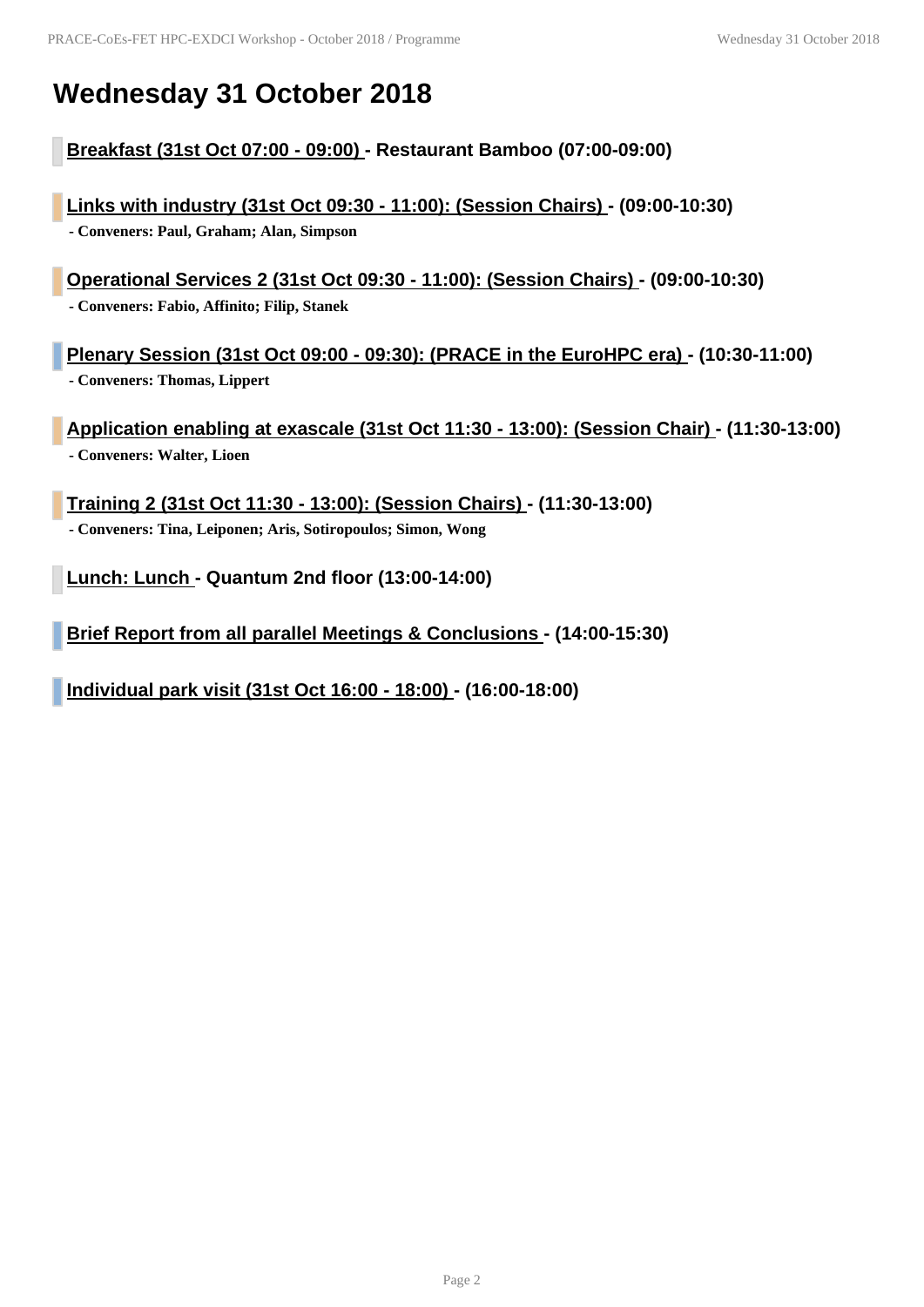# Wednesday 31 October 2018

**Breakfast (31st Oct 07:00 - 09:00) - Restaurant Bamboo (07:00-09:00)**

**Links with industry (31st Oct 09:30 - 11:00): (Session Chairs) - (09:00-10:30)**
- **Conveners: Paul, Graham; Alan, Simpson**

**Operational Services 2 (31st Oct 09:30 - 11:00): (Session Chairs) - (09:00-10:30)**
- **Conveners: Fabio, Affinito; Filip, Stanek**

**Plenary Session (31st Oct 09:00 - 09:30): (PRACE in the EuroHPC era) - (10:30-11:00)**
- **Conveners: Thomas, Lippert**

**Application enabling at exascale (31st Oct 11:30 - 13:00): (Session Chair) - (11:30-13:00)**
- **Conveners: Walter, Lioen**

**Training 2 (31st Oct 11:30 - 13:00): (Session Chairs) - (11:30-13:00)**
- **Conveners: Tina, Leiponen; Aris, Sotiropoulos; Simon, Wong**

**Lunch: Lunch - Quantum 2nd floor (13:00-14:00)**

**Brief Report from all parallel Meetings & Conclusions - (14:00-15:30)**

**Individual park visit (31st Oct 16:00 - 18:00) - (16:00-18:00)**